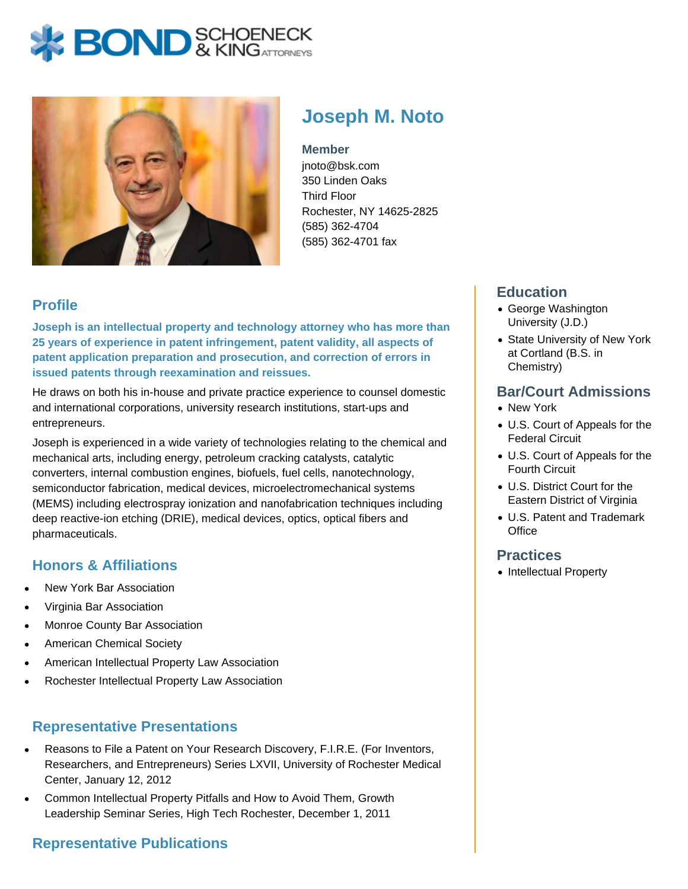# Joseph M. Noto

**Member**
jnoto@bsk.com
350 Linden Oaks
Third Floor
Rochester, NY 14625-2825
(585) 362-4704
(585) 362-4701 fax

## Profile

**Joseph is an intellectual property and technology attorney who has more than 25 years of experience in patent infringement, patent validity, all aspects of patent application preparation and prosecution, and correction of errors in issued patents through reexamination and reissues.**

He draws on both his in-house and private practice experience to counsel domestic and international corporations, university research institutions, start-ups and entrepreneurs.

Joseph is experienced in a wide variety of technologies relating to the chemical and mechanical arts, including energy, petroleum cracking catalysts, catalytic converters, internal combustion engines, biofuels, fuel cells, nanotechnology, semiconductor fabrication, medical devices, microelectromechanical systems (MEMS) including electrospray ionization and nanofabrication techniques including deep reactive-ion etching (DRIE), medical devices, optics, optical fibers and pharmaceuticals.

## Honors & Affiliations

- New York Bar Association
- Virginia Bar Association
- Monroe County Bar Association
- American Chemical Society
- American Intellectual Property Law Association
- Rochester Intellectual Property Law Association

## Representative Presentations

- Reasons to File a Patent on Your Research Discovery, F.I.R.E. (For Inventors, Researchers, and Entrepreneurs) Series LXVII, University of Rochester Medical Center, January 12, 2012
- Common Intellectual Property Pitfalls and How to Avoid Them, Growth Leadership Seminar Series, High Tech Rochester, December 1, 2011

## Representative Publications

## Education

- George Washington University (J.D.)
- State University of New York at Cortland (B.S. in Chemistry)

## Bar/Court Admissions

- New York
- U.S. Court of Appeals for the Federal Circuit
- U.S. Court of Appeals for the Fourth Circuit
- U.S. District Court for the Eastern District of Virginia
- U.S. Patent and Trademark Office

## Practices

- Intellectual Property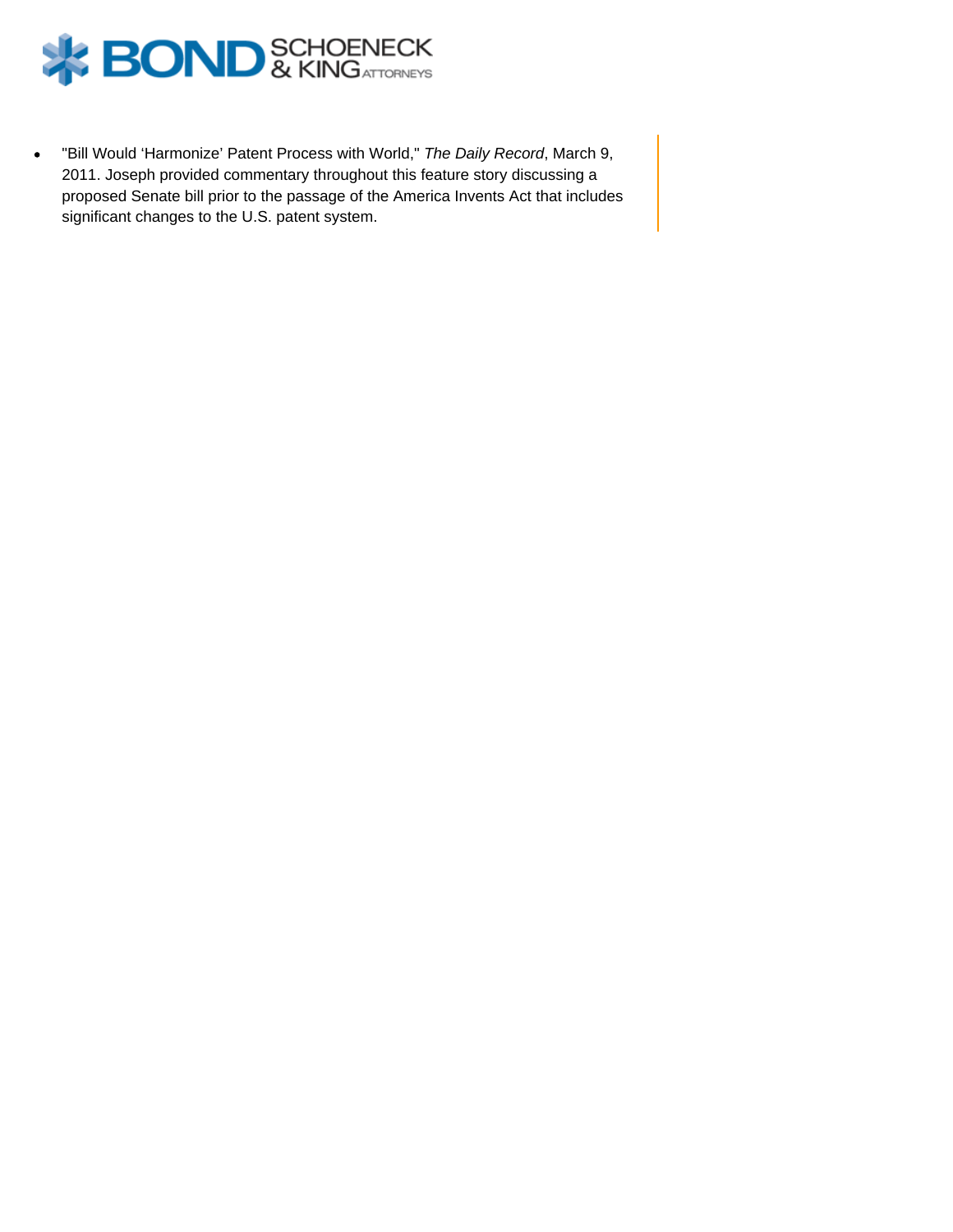- "Bill Would 'Harmonize' Patent Process with World," *The Daily Record*, March 9, 2011. Joseph provided commentary throughout this feature story discussing a proposed Senate bill prior to the passage of the America Invents Act that includes significant changes to the U.S. patent system.